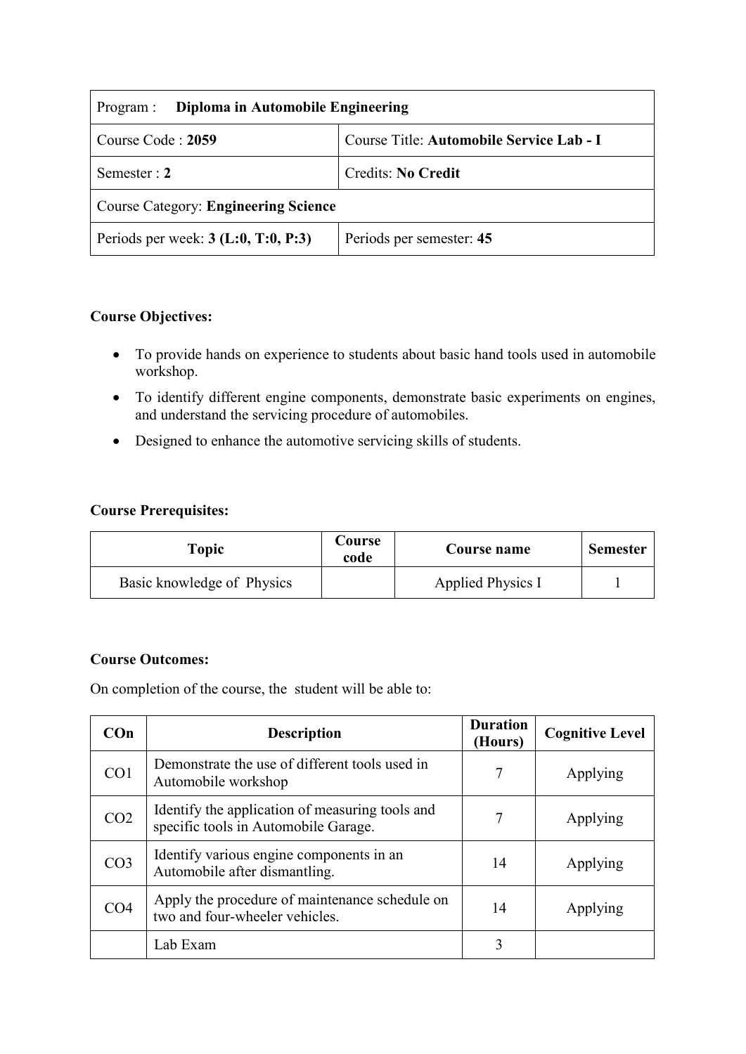| Program : **Diploma in Automobile Engineering** | |
|---|---|
| Course Code : **2059** | Course Title: **Automobile Service Lab - I** |
| Semester : **2** | Credits: **No Credit** |
| Course Category: **Engineering Science** | |
| Periods per week: **3 (L:0, T:0, P:3)** | Periods per semester: **45** |

**Course Objectives:**

- To provide hands on experience to students about basic hand tools used in automobile workshop.
- To identify different engine components, demonstrate basic experiments on engines, and understand the servicing procedure of automobiles.
- Designed to enhance the automotive servicing skills of students.

**Course Prerequisites:**

| Topic | Course code | Course name | Semester |
|---|---|---|---|
| Basic knowledge of Physics | | Applied Physics I | 1 |

**Course Outcomes:**

On completion of the course, the student will be able to:

| COn | Description | Duration (Hours) | Cognitive Level |
|---|---|---|---|
| CO1 | Demonstrate the use of different tools used in Automobile workshop | 7 | Applying |
| CO2 | Identify the application of measuring tools and specific tools in Automobile Garage. | 7 | Applying |
| CO3 | Identify various engine components in an Automobile after dismantling. | 14 | Applying |
| CO4 | Apply the procedure of maintenance schedule on two and four-wheeler vehicles. | 14 | Applying |
| | Lab Exam | 3 | |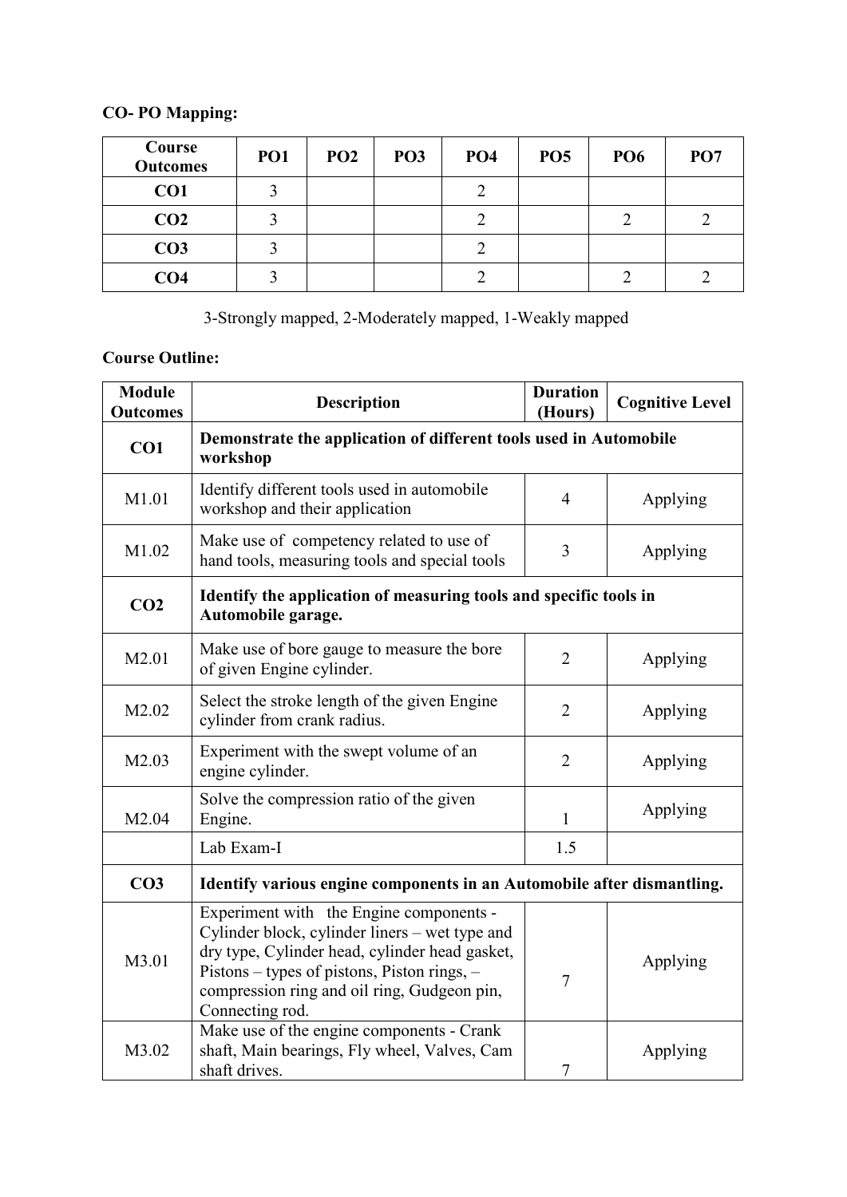**CO- PO Mapping:**

| Course Outcomes | PO1 | PO2 | PO3 | PO4 | PO5 | PO6 | PO7 |
|---|---|---|---|---|---|---|---|
| **CO1** | 3 | | | 2 | | | |
| **CO2** | 3 | | | 2 | | 2 | 2 |
| **CO3** | 3 | | | 2 | | | |
| **CO4** | 3 | | | 2 | | 2 | 2 |

3-Strongly mapped, 2-Moderately mapped, 1-Weakly mapped

**Course Outline:**

| Module Outcomes | Description | Duration (Hours) | Cognitive Level |
|---|---|---|---|
| **CO1** | **Demonstrate the application of different tools used in Automobile workshop** | | |
| M1.01 | Identify different tools used in automobile workshop and their application | 4 | Applying |
| M1.02 | Make use of competency related to use of hand tools, measuring tools and special tools | 3 | Applying |
| **CO2** | **Identify the application of measuring tools and specific tools in Automobile garage.** | | |
| M2.01 | Make use of bore gauge to measure the bore of given Engine cylinder. | 2 | Applying |
| M2.02 | Select the stroke length of the given Engine cylinder from crank radius. | 2 | Applying |
| M2.03 | Experiment with the swept volume of an engine cylinder. | 2 | Applying |
| M2.04 | Solve the compression ratio of the given Engine. | 1 | Applying |
| | Lab Exam-I | 1.5 | |
| **CO3** | **Identify various engine components in an Automobile after dismantling.** | | |
| M3.01 | Experiment with the Engine components - Cylinder block, cylinder liners – wet type and dry type, Cylinder head, cylinder head gasket, Pistons – types of pistons, Piston rings, – compression ring and oil ring, Gudgeon pin, Connecting rod. | 7 | Applying |
| M3.02 | Make use of the engine components - Crank shaft, Main bearings, Fly wheel, Valves, Cam shaft drives. | 7 | Applying |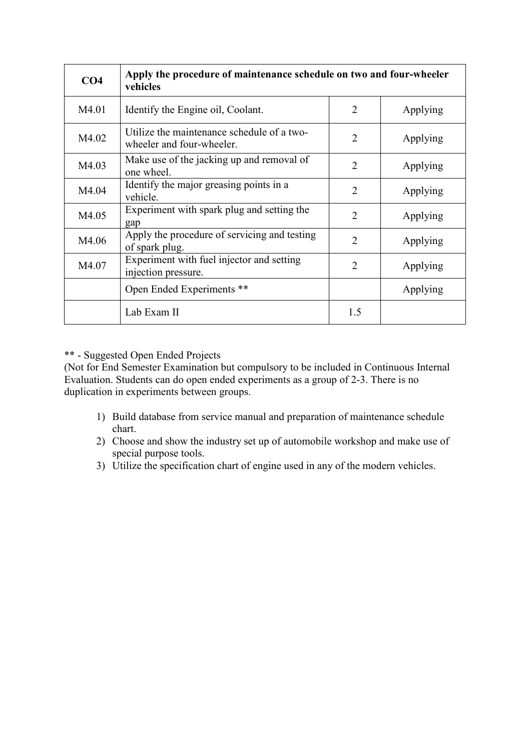| **CO4** | **Apply the procedure of maintenance schedule on two and four-wheeler vehicles** | | |
|---|---|---|---|
| M4.01 | Identify the Engine oil, Coolant. | 2 | Applying |
| M4.02 | Utilize the maintenance schedule of a two-wheeler and four-wheeler. | 2 | Applying |
| M4.03 | Make use of the jacking up and removal of one wheel. | 2 | Applying |
| M4.04 | Identify the major greasing points in a vehicle. | 2 | Applying |
| M4.05 | Experiment with spark plug and setting the gap | 2 | Applying |
| M4.06 | Apply the procedure of servicing and testing of spark plug. | 2 | Applying |
| M4.07 | Experiment with fuel injector and setting injection pressure. | 2 | Applying |
| | Open Ended Experiments ** | | Applying |
| | Lab Exam II | 1.5 | |

** - Suggested Open Ended Projects

(Not for End Semester Examination but compulsory to be included in Continuous Internal Evaluation. Students can do open ended experiments as a group of 2-3. There is no duplication in experiments between groups.

1) Build database from service manual and preparation of maintenance schedule chart.
2) Choose and show the industry set up of automobile workshop and make use of special purpose tools.
3) Utilize the specification chart of engine used in any of the modern vehicles.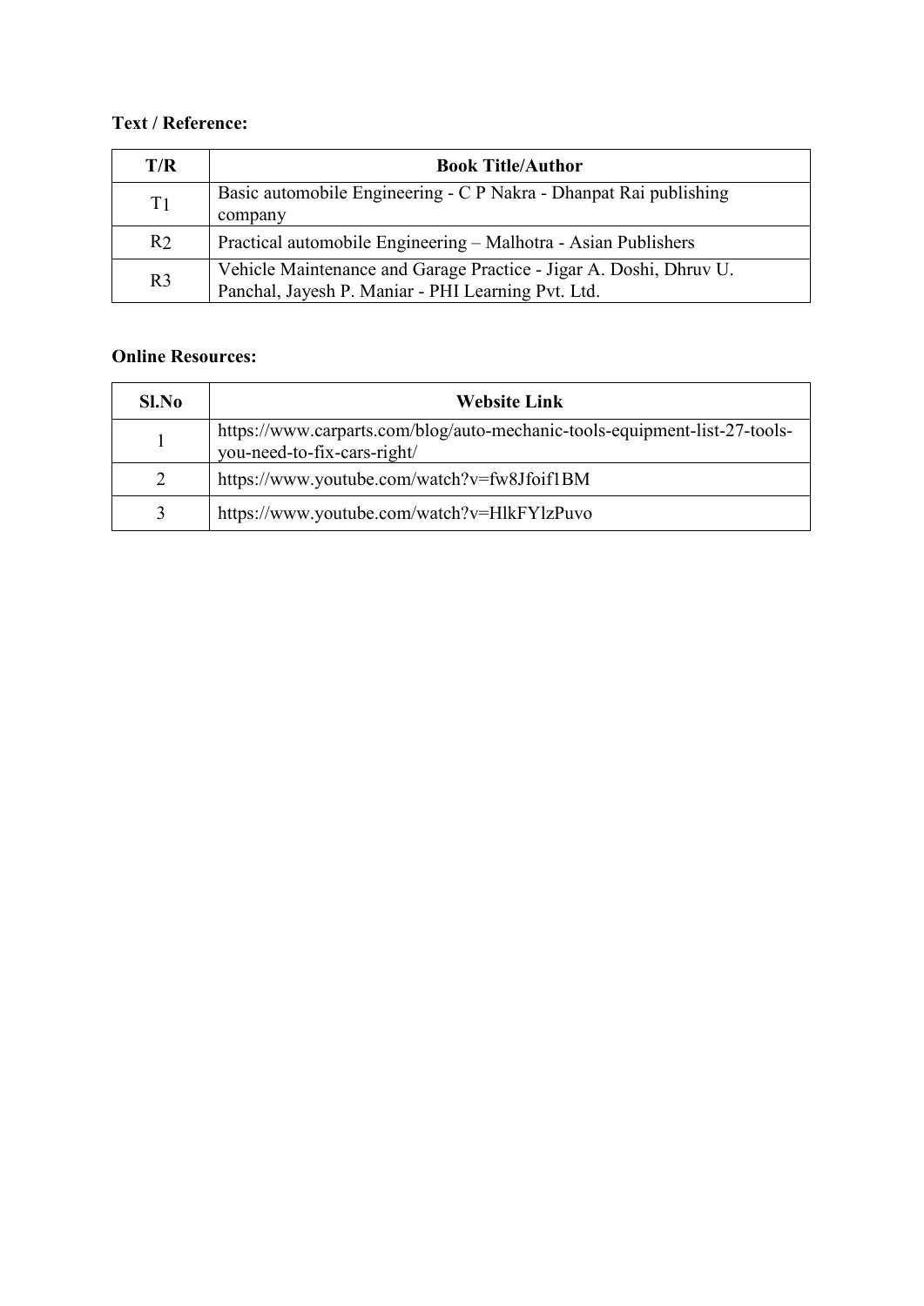**Text / Reference:**

| T/R | Book Title/Author |
|---|---|
| T1 | Basic automobile Engineering - C P Nakra - Dhanpat Rai publishing company |
| R2 | Practical automobile Engineering – Malhotra - Asian Publishers |
| R3 | Vehicle Maintenance and Garage Practice - Jigar A. Doshi, Dhruv U. Panchal, Jayesh P. Maniar - PHI Learning Pvt. Ltd. |

**Online Resources:**

| Sl.No | Website Link |
|---|---|
| 1 | https://www.carparts.com/blog/auto-mechanic-tools-equipment-list-27-tools-you-need-to-fix-cars-right/ |
| 2 | https://www.youtube.com/watch?v=fw8Jfoif1BM |
| 3 | https://www.youtube.com/watch?v=HlkFYlzPuvo |